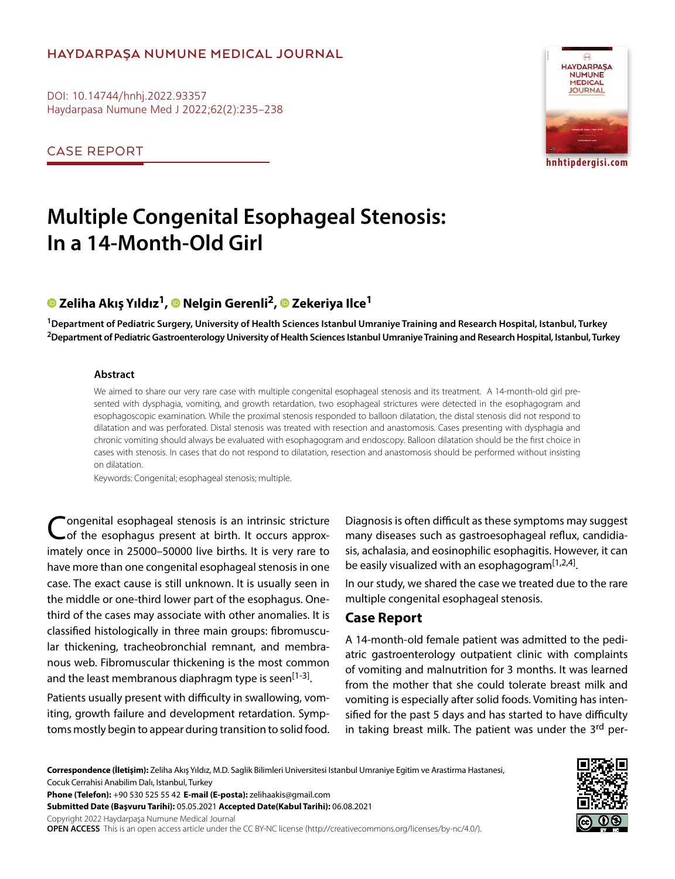HAYDARPAŞA NUMUNE MEDICAL JOURNAL

DOI: 10.14744/hnhj.2022.93357
Haydarpasa Numune Med J 2022;62(2):235–238

CASE REPORT

# Multiple Congenital Esophageal Stenosis: In a 14-Month-Old Girl

**Zeliha Akış Yıldız[1], Nelgin Gerenli[2], Zekeriya Ilce[1]**

[1]Department of Pediatric Surgery, University of Health Sciences Istanbul Umraniye Training and Research Hospital, Istanbul, Turkey
[2]Department of Pediatric Gastroenterology University of Health Sciences Istanbul Umraniye Training and Research Hospital, Istanbul, Turkey

### Abstract

We aimed to share our very rare case with multiple congenital esophageal stenosis and its treatment. A 14-month-old girl presented with dysphagia, vomiting, and growth retardation, two esophageal strictures were detected in the esophagogram and esophagoscopic examination. While the proximal stenosis responded to balloon dilatation, the distal stenosis did not respond to dilatation and was perforated. Distal stenosis was treated with resection and anastomosis. Cases presenting with dysphagia and chronic vomiting should always be evaluated with esophagogram and endoscopy. Balloon dilatation should be the first choice in cases with stenosis. In cases that do not respond to dilatation, resection and anastomosis should be performed without insisting on dilatation.

Keywords: Congenital; esophageal stenosis; multiple.

Congenital esophageal stenosis is an intrinsic stricture of the esophagus present at birth. It occurs approximately once in 25000–50000 live births. It is very rare to have more than one congenital esophageal stenosis in one case. The exact cause is still unknown. It is usually seen in the middle or one-third lower part of the esophagus. One-third of the cases may associate with other anomalies. It is classified histologically in three main groups: fibromuscular thickening, tracheobronchial remnant, and membranous web. Fibromuscular thickening is the most common and the least membranous diaphragm type is seen[1-3].

Patients usually present with difficulty in swallowing, vomiting, growth failure and development retardation. Symptoms mostly begin to appear during transition to solid food. Diagnosis is often difficult as these symptoms may suggest many diseases such as gastroesophageal reflux, candidiasis, achalasia, and eosinophilic esophagitis. However, it can be easily visualized with an esophagogram[1,2,4].

In our study, we shared the case we treated due to the rare multiple congenital esophageal stenosis.

## Case Report

A 14-month-old female patient was admitted to the pediatric gastroenterology outpatient clinic with complaints of vomiting and malnutrition for 3 months. It was learned from the mother that she could tolerate breast milk and vomiting is especially after solid foods. Vomiting has intensified for the past 5 days and has started to have difficulty in taking breast milk. The patient was under the 3rd per-

**Correspondence (İletişim):** Zeliha Akış Yıldız, M.D. Saglik Bilimleri Universitesi Istanbul Umraniye Egitim ve Arastirma Hastanesi, Cocuk Cerrahisi Anabilim Dalı, Istanbul, Turkey
**Phone (Telefon):** +90 530 525 55 42 **E-mail (E-posta):** zelihaakis@gmail.com
**Submitted Date (Başvuru Tarihi):** 05.05.2021 **Accepted Date(Kabul Tarihi):** 06.08.2021
Copyright 2022 Haydarpaşa Numune Medical Journal
**OPEN ACCESS** This is an open access article under the CC BY-NC license (http://creativecommons.org/licenses/by-nc/4.0/).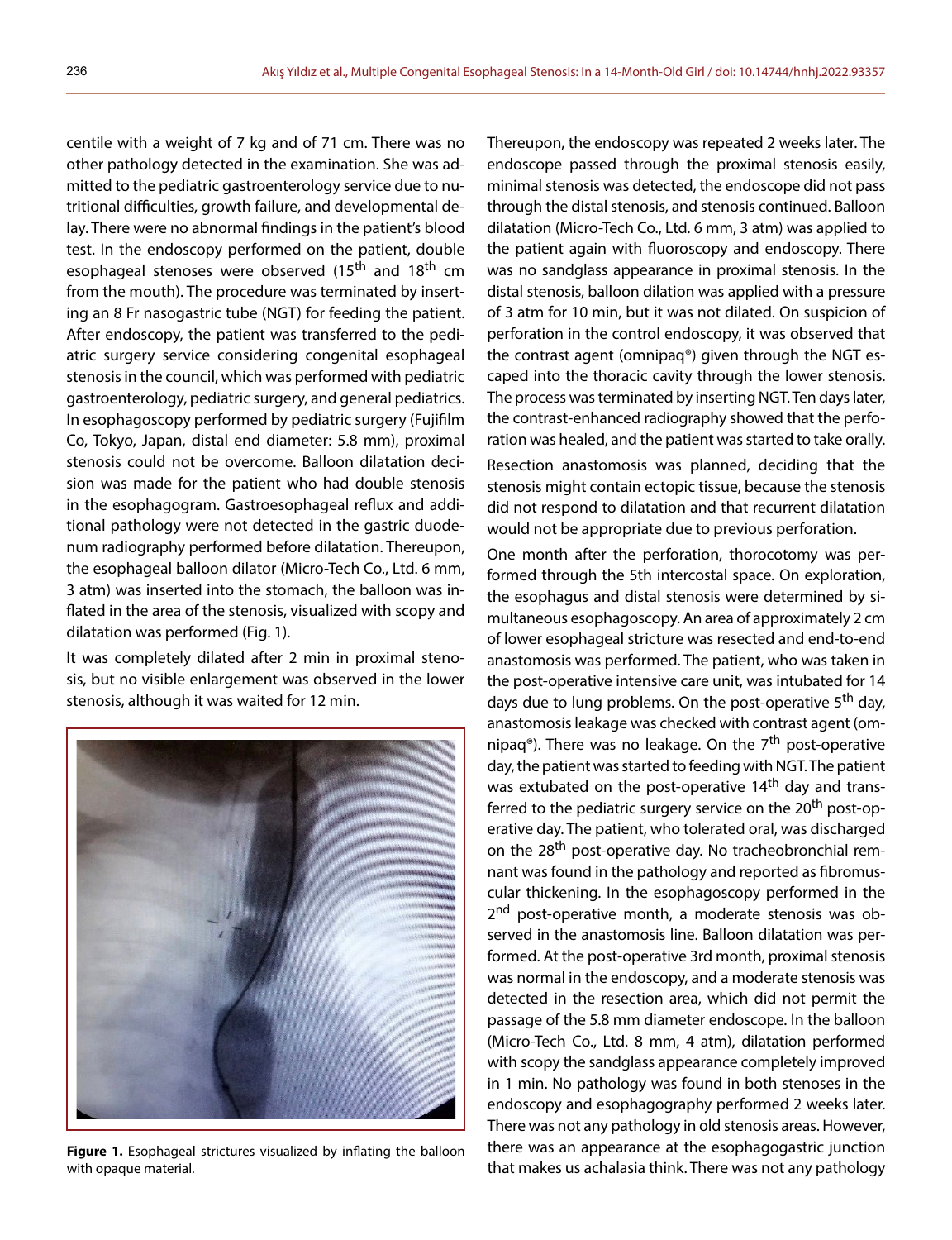centile with a weight of 7 kg and of 71 cm. There was no other pathology detected in the examination. She was admitted to the pediatric gastroenterology service due to nutritional difficulties, growth failure, and developmental delay. There were no abnormal findings in the patient's blood test. In the endoscopy performed on the patient, double esophageal stenoses were observed (15th and 18th cm from the mouth). The procedure was terminated by inserting an 8 Fr nasogastric tube (NGT) for feeding the patient. After endoscopy, the patient was transferred to the pediatric surgery service considering congenital esophageal stenosis in the council, which was performed with pediatric gastroenterology, pediatric surgery, and general pediatrics. In esophagoscopy performed by pediatric surgery (Fujifilm Co, Tokyo, Japan, distal end diameter: 5.8 mm), proximal stenosis could not be overcome. Balloon dilatation decision was made for the patient who had double stenosis in the esophagogram. Gastroesophageal reflux and additional pathology were not detected in the gastric duodenum radiography performed before dilatation. Thereupon, the esophageal balloon dilator (Micro-Tech Co., Ltd. 6 mm, 3 atm) was inserted into the stomach, the balloon was inflated in the area of the stenosis, visualized with scopy and dilatation was performed (Fig. 1).

It was completely dilated after 2 min in proximal stenosis, but no visible enlargement was observed in the lower stenosis, although it was waited for 12 min.

**Figure 1.** Esophageal strictures visualized by inflating the balloon with opaque material.

Thereupon, the endoscopy was repeated 2 weeks later. The endoscope passed through the proximal stenosis easily, minimal stenosis was detected, the endoscope did not pass through the distal stenosis, and stenosis continued. Balloon dilatation (Micro-Tech Co., Ltd. 6 mm, 3 atm) was applied to the patient again with fluoroscopy and endoscopy. There was no sandglass appearance in proximal stenosis. In the distal stenosis, balloon dilation was applied with a pressure of 3 atm for 10 min, but it was not dilated. On suspicion of perforation in the control endoscopy, it was observed that the contrast agent (omnipaq®) given through the NGT escaped into the thoracic cavity through the lower stenosis. The process was terminated by inserting NGT. Ten days later, the contrast-enhanced radiography showed that the perforation was healed, and the patient was started to take orally.

Resection anastomosis was planned, deciding that the stenosis might contain ectopic tissue, because the stenosis did not respond to dilatation and that recurrent dilatation would not be appropriate due to previous perforation.

One month after the perforation, thorocotomy was performed through the 5th intercostal space. On exploration, the esophagus and distal stenosis were determined by simultaneous esophagoscopy. An area of approximately 2 cm of lower esophageal stricture was resected and end-to-end anastomosis was performed. The patient, who was taken in the post-operative intensive care unit, was intubated for 14 days due to lung problems. On the post-operative 5th day, anastomosis leakage was checked with contrast agent (omnipaq®). There was no leakage. On the 7th post-operative day, the patient was started to feeding with NGT. The patient was extubated on the post-operative 14th day and transferred to the pediatric surgery service on the 20th post-operative day. The patient, who tolerated oral, was discharged on the 28th post-operative day. No tracheobronchial remnant was found in the pathology and reported as fibromuscular thickening. In the esophagoscopy performed in the 2nd post-operative month, a moderate stenosis was observed in the anastomosis line. Balloon dilatation was performed. At the post-operative 3rd month, proximal stenosis was normal in the endoscopy, and a moderate stenosis was detected in the resection area, which did not permit the passage of the 5.8 mm diameter endoscope. In the balloon (Micro-Tech Co., Ltd. 8 mm, 4 atm), dilatation performed with scopy the sandglass appearance completely improved in 1 min. No pathology was found in both stenoses in the endoscopy and esophagography performed 2 weeks later. There was not any pathology in old stenosis areas. However, there was an appearance at the esophagogastric junction that makes us achalasia think. There was not any pathology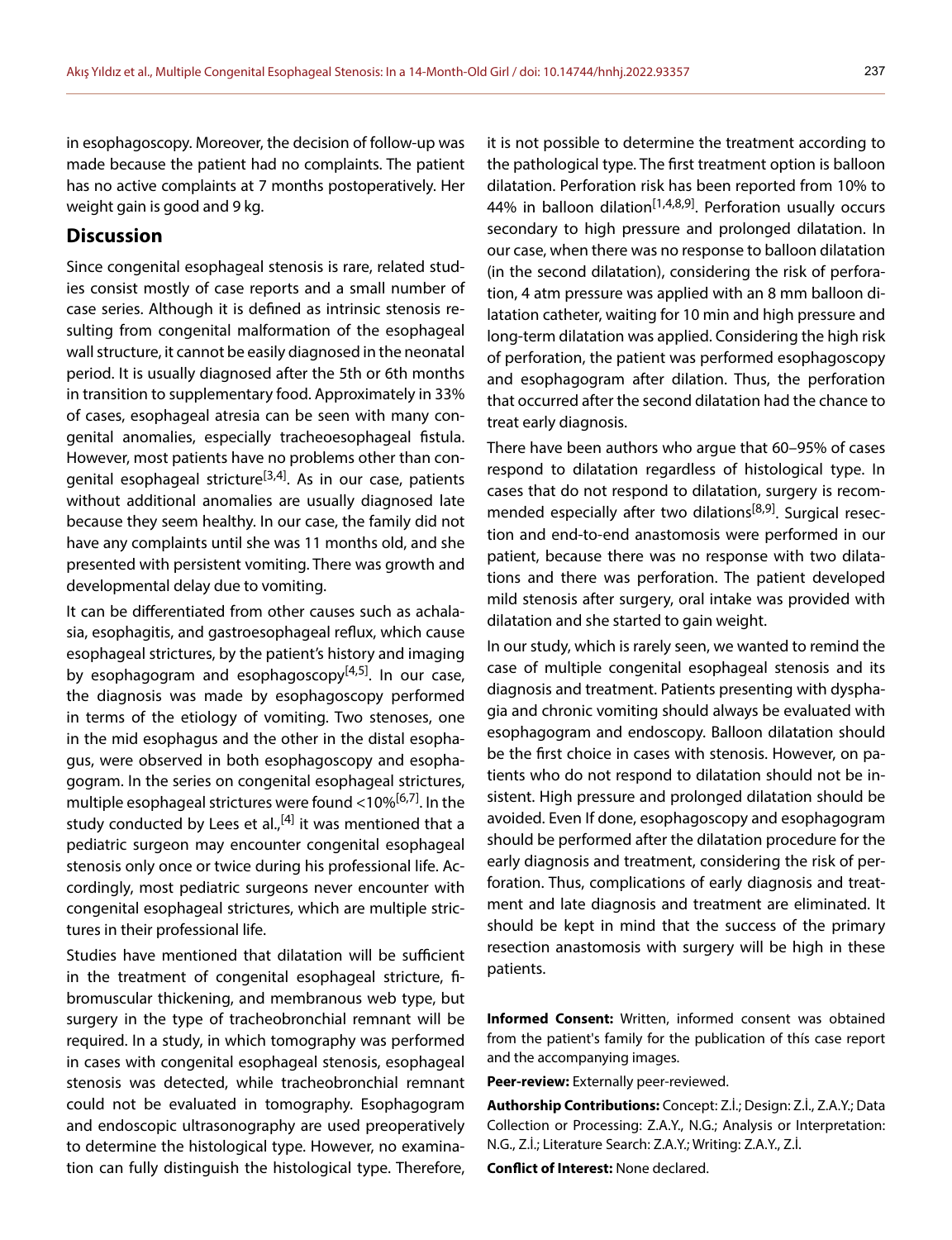in esophagoscopy. Moreover, the decision of follow-up was made because the patient had no complaints. The patient has no active complaints at 7 months postoperatively. Her weight gain is good and 9 kg.

## Discussion

Since congenital esophageal stenosis is rare, related studies consist mostly of case reports and a small number of case series. Although it is defined as intrinsic stenosis resulting from congenital malformation of the esophageal wall structure, it cannot be easily diagnosed in the neonatal period. It is usually diagnosed after the 5th or 6th months in transition to supplementary food. Approximately in 33% of cases, esophageal atresia can be seen with many congenital anomalies, especially tracheoesophageal fistula. However, most patients have no problems other than congenital esophageal stricture[3,4]. As in our case, patients without additional anomalies are usually diagnosed late because they seem healthy. In our case, the family did not have any complaints until she was 11 months old, and she presented with persistent vomiting. There was growth and developmental delay due to vomiting.

It can be differentiated from other causes such as achalasia, esophagitis, and gastroesophageal reflux, which cause esophageal strictures, by the patient's history and imaging by esophagogram and esophagoscopy[4,5]. In our case, the diagnosis was made by esophagoscopy performed in terms of the etiology of vomiting. Two stenoses, one in the mid esophagus and the other in the distal esophagus, were observed in both esophagoscopy and esophagogram. In the series on congenital esophageal strictures, multiple esophageal strictures were found <10%[6,7]. In the study conducted by Lees et al.,[4] it was mentioned that a pediatric surgeon may encounter congenital esophageal stenosis only once or twice during his professional life. Accordingly, most pediatric surgeons never encounter with congenital esophageal strictures, which are multiple strictures in their professional life.

Studies have mentioned that dilatation will be sufficient in the treatment of congenital esophageal stricture, fibromuscular thickening, and membranous web type, but surgery in the type of tracheobronchial remnant will be required. In a study, in which tomography was performed in cases with congenital esophageal stenosis, esophageal stenosis was detected, while tracheobronchial remnant could not be evaluated in tomography. Esophagogram and endoscopic ultrasonography are used preoperatively to determine the histological type. However, no examination can fully distinguish the histological type. Therefore, it is not possible to determine the treatment according to the pathological type. The first treatment option is balloon dilatation. Perforation risk has been reported from 10% to 44% in balloon dilation[1,4,8,9]. Perforation usually occurs secondary to high pressure and prolonged dilatation. In our case, when there was no response to balloon dilatation (in the second dilatation), considering the risk of perforation, 4 atm pressure was applied with an 8 mm balloon dilatation catheter, waiting for 10 min and high pressure and long-term dilatation was applied. Considering the high risk of perforation, the patient was performed esophagoscopy and esophagogram after dilation. Thus, the perforation that occurred after the second dilatation had the chance to treat early diagnosis.

There have been authors who argue that 60–95% of cases respond to dilatation regardless of histological type. In cases that do not respond to dilatation, surgery is recommended especially after two dilations[8,9]. Surgical resection and end-to-end anastomosis were performed in our patient, because there was no response with two dilatations and there was perforation. The patient developed mild stenosis after surgery, oral intake was provided with dilatation and she started to gain weight.

In our study, which is rarely seen, we wanted to remind the case of multiple congenital esophageal stenosis and its diagnosis and treatment. Patients presenting with dysphagia and chronic vomiting should always be evaluated with esophagogram and endoscopy. Balloon dilatation should be the first choice in cases with stenosis. However, on patients who do not respond to dilatation should not be insistent. High pressure and prolonged dilatation should be avoided. Even If done, esophagoscopy and esophagogram should be performed after the dilatation procedure for the early diagnosis and treatment, considering the risk of perforation. Thus, complications of early diagnosis and treatment and late diagnosis and treatment are eliminated. It should be kept in mind that the success of the primary resection anastomosis with surgery will be high in these patients.

**Informed Consent:** Written, informed consent was obtained from the patient's family for the publication of thís case report and the accompanying images.

**Peer-review:** Externally peer-reviewed.

**Authorship Contributions:** Concept: Z.İ.; Design: Z.İ., Z.A.Y.; Data Collection or Processing: Z.A.Y., N.G.; Analysis or Interpretation: N.G., Z.İ.; Literature Search: Z.A.Y.; Writing: Z.A.Y., Z.İ.

**Conflict of Interest:** None declared.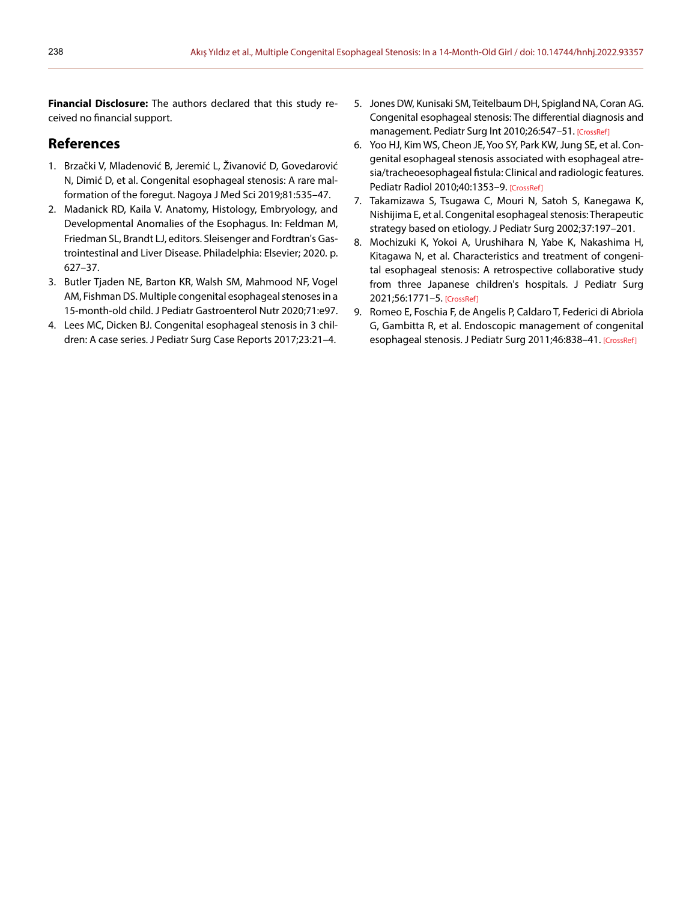**Financial Disclosure:** The authors declared that this study received no financial support.

## References

1. Brzački V, Mladenović B, Jeremić L, Živanović D, Govedarović N, Dimić D, et al. Congenital esophageal stenosis: A rare malformation of the foregut. Nagoya J Med Sci 2019;81:535–47.
2. Madanick RD, Kaila V. Anatomy, Histology, Embryology, and Developmental Anomalies of the Esophagus. In: Feldman M, Friedman SL, Brandt LJ, editors. Sleisenger and Fordtran's Gastrointestinal and Liver Disease. Philadelphia: Elsevier; 2020. p. 627–37.
3. Butler Tjaden NE, Barton KR, Walsh SM, Mahmood NF, Vogel AM, Fishman DS. Multiple congenital esophageal stenoses in a 15-month-old child. J Pediatr Gastroenterol Nutr 2020;71:e97.
4. Lees MC, Dicken BJ. Congenital esophageal stenosis in 3 children: A case series. J Pediatr Surg Case Reports 2017;23:21–4.
5. Jones DW, Kunisaki SM, Teitelbaum DH, Spigland NA, Coran AG. Congenital esophageal stenosis: The differential diagnosis and management. Pediatr Surg Int 2010;26:547–51. [CrossRef]
6. Yoo HJ, Kim WS, Cheon JE, Yoo SY, Park KW, Jung SE, et al. Congenital esophageal stenosis associated with esophageal atresia/tracheoesophageal fistula: Clinical and radiologic features. Pediatr Radiol 2010;40:1353–9. [CrossRef]
7. Takamizawa S, Tsugawa C, Mouri N, Satoh S, Kanegawa K, Nishijima E, et al. Congenital esophageal stenosis: Therapeutic strategy based on etiology. J Pediatr Surg 2002;37:197–201.
8. Mochizuki K, Yokoi A, Urushihara N, Yabe K, Nakashima H, Kitagawa N, et al. Characteristics and treatment of congenital esophageal stenosis: A retrospective collaborative study from three Japanese children's hospitals. J Pediatr Surg 2021;56:1771–5. [CrossRef]
9. Romeo E, Foschia F, de Angelis P, Caldaro T, Federici di Abriola G, Gambitta R, et al. Endoscopic management of congenital esophageal stenosis. J Pediatr Surg 2011;46:838–41. [CrossRef]